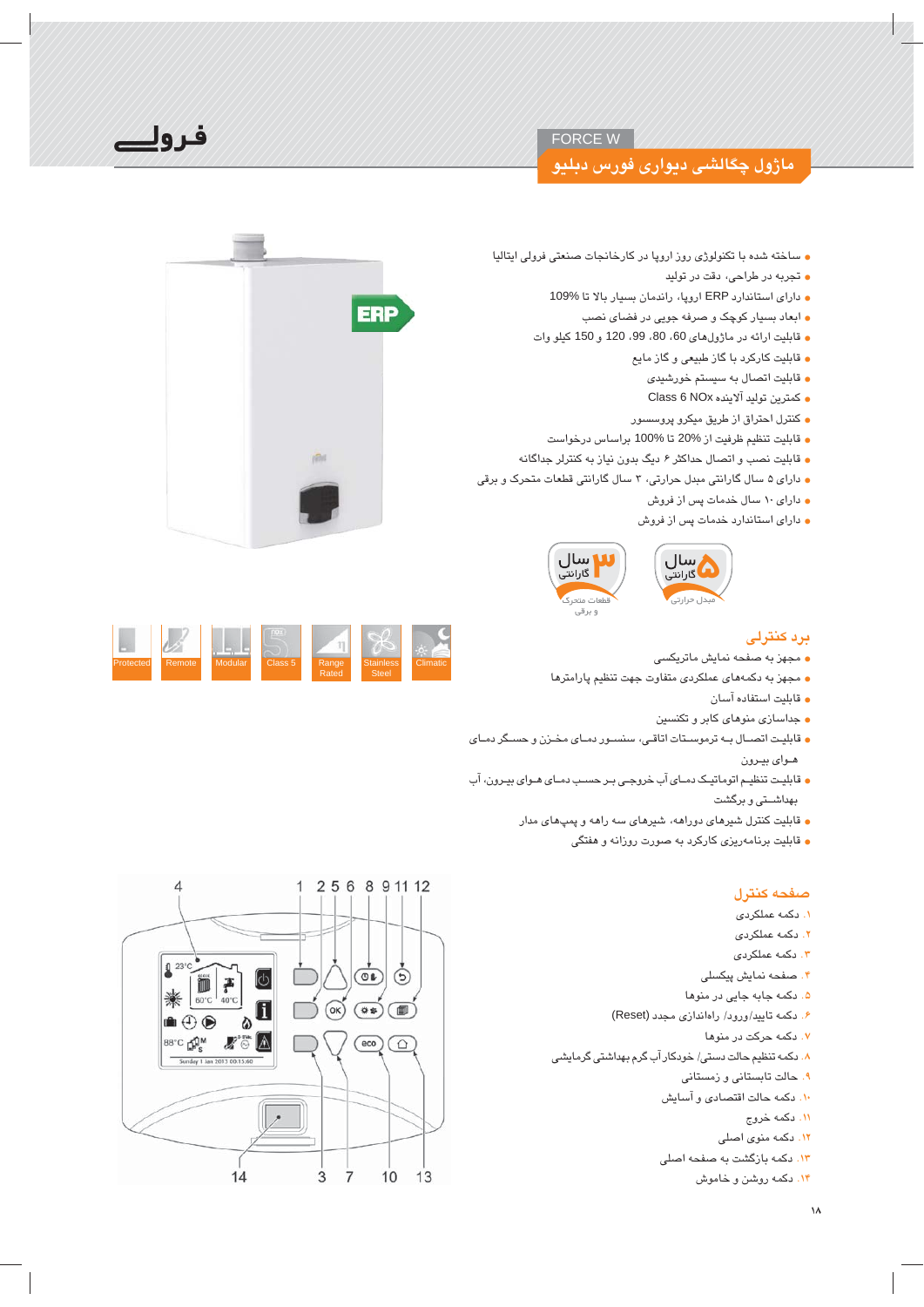فـرولـــی

FORCE W

# ماژول چگالشی دیواری فورس دبلیو

- ساخته شده با تکنولوژی روز اروپا در کارخانجات صنعتی فرولی ایتالیا
- تجربه در طراحی، دقت در تولید
- دارای استاندارد ERP اروپا، راندمان بسیار بالا تا 109%
- ابعاد بسیار کوچک و صرفه جویی در فضای نصب
- قابلیت ارائه در ماژول‌های 60، 80، 99، 120 و 150 کیلو وات
- قابلیت کارکرد با گاز طبیعی و گاز مایع
- قابلیت اتصال به سیستم خورشیدی
- کنترل تولید آلاینده NOx Class 6
- کنترل احتراق از طریق میکرو پروسسور
- قابلیت تنظیم ظرفیت از 20% تا 100% براساس درخواست
- قابلیت نصب و اتصال حداکثر ۶ دیگ بدون نیاز به کنترل جداگانه
- دارای ۵ سال گارانتی بدنه حرارتی، ۳ سال گارانتی قطعات متحرکه و برقی
- دارای ۱۰ سال خدمات پس از فروش
- دارای استاندارد خدمات پس از فروش

۵ سال گارانتی - بدنه حرارتی

۳ سال گارانتی - قطعات متحرکه و برقی

Protected | Remote | Modular | Class 5 | Range Rated | Stainless Steel | Climatic

## برد کنترل

- مجهز به صفحه نمایش کریستالی
- مجهز به دکمه‌های عملکردی متفاوت جهت تنظیم پارامترها
- قابلیت استفاده آسان
- جداسازی کارتهای موتور و تکنسین
- قابلیت اتصال به ترموستات اتاق، سنسور دمای مخزن و سنسور دمای هوای بیرون
- قابلیت تنظیم اتوماتیک دمای آب خروجی بر حسب دمای هوای بیرون، آب بهداشتی و گرمایش
- قابلیت کنترل شیرهای دوراهه، شیرهای سه راهه و پمپ‌های مادر
- قابلیت برنامه‌ریزی کارکرد به صورت روزانه و هفتگی

## صفحه کنترل

۱. دکمه عملکردی
۲. دکمه عملکردی
۳. دکمه عملکردی
۴. صفحه نمایش پیکسلی
۵. دکمه جابه جایی در منو
۶. دکمه تایید/ورود/ راه‌اندازی مجدد (Reset)
۷. دکمه حرکت در منو
۸. دکمه تنظیم حالت دستی/ خودکار آب گرم بهداشتی گرمایش
۹. حالت تابستان و زمستان
۱۰. دکمه حالت اقتصادی و آسایش
۱۱. دکمه خروج
۱۲. دکمه منوی اصلی
۱۳. دکمه بازگشت به صفحه اصلی
۱۴. دکمه روشن و خاموش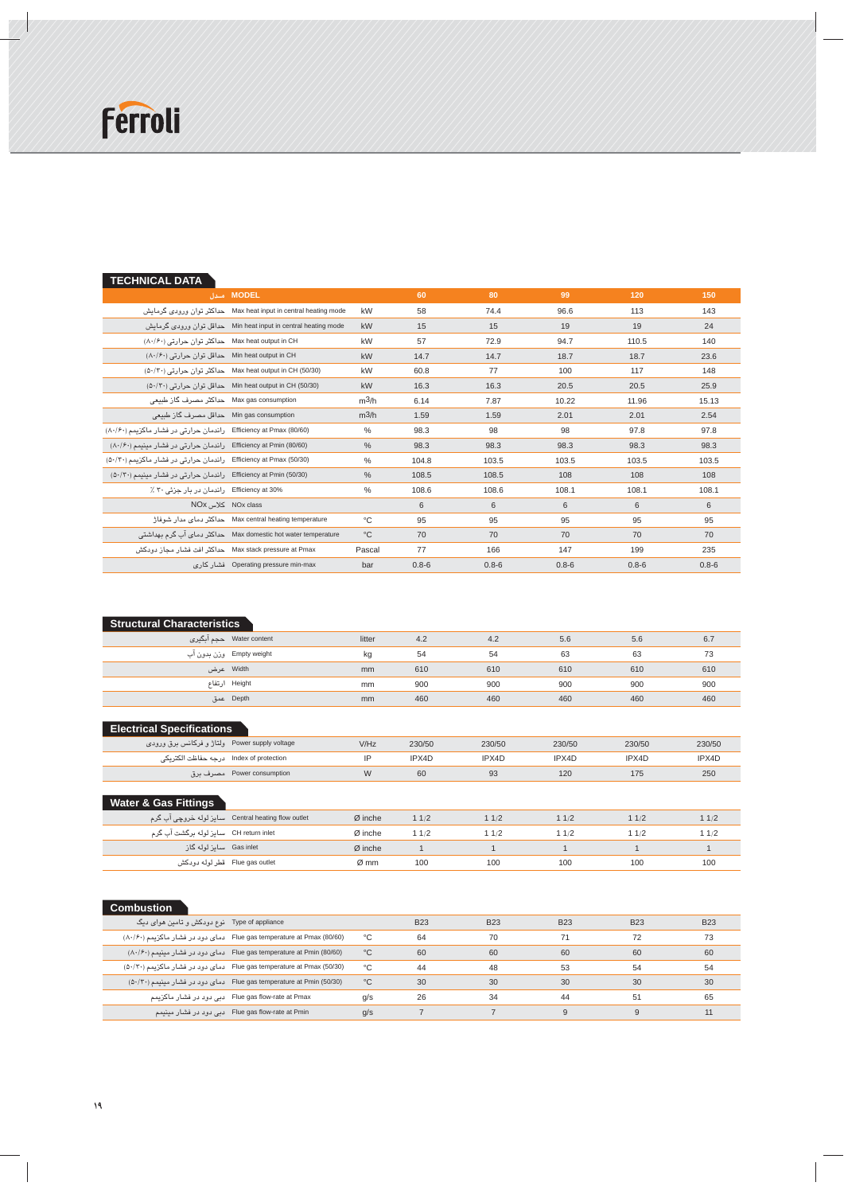# Ferroli

## TECHNICAL DATA

| مدل MODEL | | 60 | 80 | 99 | 120 | 150 |
|---|---|---|---|---|---|---|
| حداکثر توان ورودی گرمایش Max heat input in central heating mode | kW | 58 | 74.4 | 96.6 | 113 | 143 |
| حداقل توان ورودی گرمایش Min heat input in central heating mode | kW | 15 | 15 | 19 | 19 | 24 |
| حداکثر توان حرارتی (۸۰/۶۰) Max heat output in CH | kW | 57 | 72.9 | 94.7 | 110.5 | 140 |
| حداقل توان حرارتی (۸۰/۶۰) Min heat output in CH | kW | 14.7 | 14.7 | 18.7 | 18.7 | 23.6 |
| حداکثر توان حرارتی (۵۰/۳۰) Max heat output in CH (50/30) | kW | 60.8 | 77 | 100 | 117 | 148 |
| حداقل توان حرارتی (۵۰/۳۰) Min heat output in CH (50/30) | kW | 16.3 | 16.3 | 20.5 | 20.5 | 25.9 |
| حداکثر مصرف گاز طبیعی Max gas consumption | $m^3/h$ | 6.14 | 7.87 | 10.22 | 11.96 | 15.13 |
| حداقل مصرف گاز طبیعی Min gas consumption | $m^3/h$ | 1.59 | 1.59 | 2.01 | 2.01 | 2.54 |
| راندمان حرارتی در فشار ماکزیمم (۸۰/۶۰) Efficiency at Pmax (80/60) | % | 98.3 | 98 | 98 | 97.8 | 97.8 |
| راندمان حرارتی در فشار مینیمم (۸۰/۶۰) Efficiency at Pmin (80/60) | % | 98.3 | 98.3 | 98.3 | 98.3 | 98.3 |
| راندمان حرارتی در فشار ماکزیمم (۵۰/۳۰) Efficiency at Pmax (50/30) | % | 104.8 | 103.5 | 103.5 | 103.5 | 103.5 |
| راندمان حرارتی در فشار مینیمم (۵۰/۳۰) Efficiency at Pmin (50/30) | % | 108.5 | 108.5 | 108 | 108 | 108 |
| راندمان در بار جزئی ۳۰ ٪ Efficiency at 30% | % | 108.6 | 108.6 | 108.1 | 108.1 | 108.1 |
| کلاس NOx NOx class | | 6 | 6 | 6 | 6 | 6 |
| حداکثر دمای مدار شوفاژ Max central heating temperature | °C | 95 | 95 | 95 | 95 | 95 |
| حداکثر دمای آب گرم بهداشتی Max domestic hot water temperature | °C | 70 | 70 | 70 | 70 | 70 |
| حداکثر افت فشار مجاز دودکش Max stack pressure at Pmax | Pascal | 77 | 166 | 147 | 199 | 235 |
| فشار کاری Operating pressure min-max | bar | 0.8-6 | 0.8-6 | 0.8-6 | 0.8-6 | 0.8-6 |

## Structural Characteristics

| | | 60 | 80 | 99 | 120 | 150 |
|---|---|---|---|---|---|---|
| حجم آبگیری Water content | litter | 4.2 | 4.2 | 5.6 | 5.6 | 6.7 |
| وزن بدون آب Empty weight | kg | 54 | 54 | 63 | 63 | 73 |
| عرض Width | mm | 610 | 610 | 610 | 610 | 610 |
| ارتفاع Height | mm | 900 | 900 | 900 | 900 | 900 |
| عمق Depth | mm | 460 | 460 | 460 | 460 | 460 |

## Electrical Specifications

| | | 60 | 80 | 99 | 120 | 150 |
|---|---|---|---|---|---|---|
| ولتاژ و فرکانس برق ورودی Power supply voltage | V/Hz | 230/50 | 230/50 | 230/50 | 230/50 | 230/50 |
| درجه حفاظت الکتریکی Index of protection | IP | IPX4D | IPX4D | IPX4D | IPX4D | IPX4D |
| مصرف برق Power consumption | W | 60 | 93 | 120 | 175 | 250 |

## Water & Gas Fittings

| | | 60 | 80 | 99 | 120 | 150 |
|---|---|---|---|---|---|---|
| سایز لوله خروجی آب گرم Central heating flow outlet | Ø inche | 1 1/2 | 1 1/2 | 1 1/2 | 1 1/2 | 1 1/2 |
| سایز لوله برگشت آب گرم CH return inlet | Ø inche | 1 1/2 | 1 1/2 | 1 1/2 | 1 1/2 | 1 1/2 |
| سایز لوله گاز Gas inlet | Ø inche | 1 | 1 | 1 | 1 | 1 |
| قطر لوله دودکش Flue gas outlet | Ø mm | 100 | 100 | 100 | 100 | 100 |

## Combustion

| | | 60 | 80 | 99 | 120 | 150 |
|---|---|---|---|---|---|---|
| نوع دودکش و تامین هوای دیگ Type of appliance | | B23 | B23 | B23 | B23 | B23 |
| دمای دود در فشار ماکزیمم (۸۰/۶۰) Flue gas temperature at Pmax (80/60) | °C | 64 | 70 | 71 | 72 | 73 |
| دمای دود در فشار مینیمم (۸۰/۶۰) Flue gas temperature at Pmin (80/60) | °C | 60 | 60 | 60 | 60 | 60 |
| دمای دود در فشار ماکزیمم (۵۰/۳۰) Flue gas temperature at Pmax (50/30) | °C | 44 | 48 | 53 | 54 | 54 |
| دمای دود در فشار مینیمم (۵۰/۳۰) Flue gas temperature at Pmin (50/30) | °C | 30 | 30 | 30 | 30 | 30 |
| دبی دود در فشار ماکزیمم Flue gas flow-rate at Pmax | g/s | 26 | 34 | 44 | 51 | 65 |
| دبی دود در فشار مینیمم Flue gas flow-rate at Pmin | g/s | 7 | 7 | 9 | 9 | 11 |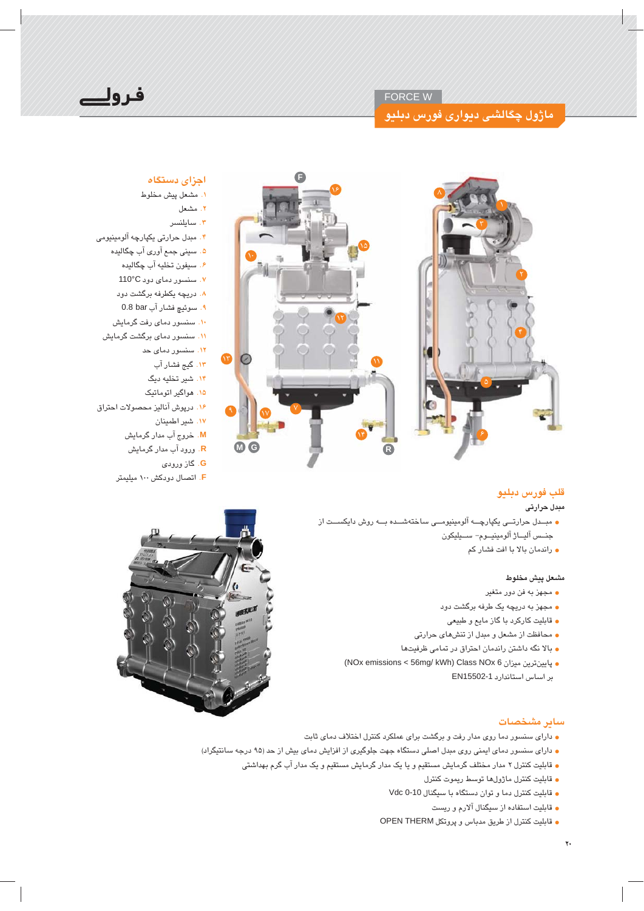FORCE W

## ماژول چگالشی دیواری فورس دبلیو

### اجزای دستگاه

۱. مشعل پیش مخلوط
۲. مشعل
۳. سایلنسر
۴. مبدل حرارتی یکپارچه آلومینیومی
۵. سینی جمع آوری آب چگالیده
۶. سیفون تخلیه آب چگالیده
۷. سنسور دمای دود 110°C
۸. دریچه یکطرفه برگشت دود
۹. سوئیچ فشار آب 0.8 bar
۱۰. سنسور دمای رفت گرمایش
۱۱. سنسور دمای برگشت گرمایش
۱۲. سنسور دمای حد
۱۳. گیج فشار آب
۱۴. شیر تخلیه گید
۱۵. هواگیر اتوماتیک
۱۶. دریچه آنالیز محصولات احتراق
۱۷. شیر اطمینان
M. خروج آب مدار گرمایش
R. ورود آب مدار گرمایش
G. گاز ورودی
F. اتصال دودکش ۱۰۰ میلیمتر

### قلب فورس دبلیو

**مبدل حرارتی**

- مبدل حرارتی یکپارچه آلومینیومی ساخته‌شده به روش دایکست از جنس آلیاژ آلومینیوم- سیلیکون
- راندمان بالا با افت فشار کم

**مشعل پیش مخلوط**

- مجهز به فن دور متغیر
- مجهز به دریچه یک طرفه برگشت دود
- قابلیت کارکرد با گاز مایع و طبیعی
- محافظت از مشعل و مبدل از تنش‌های حرارتی
- بالا نگه داشتن راندمان احتراق در تمامی ظرفیتها
- پایین‌ترین میزان Class NOx 6 (NOx emissions < 56mg/ kWh) بر اساس استاندارد EN15502-1

### سایر مشخصات

- دارای سنسور دما روی مدار رفت و برگشت برای عملکرد کنترل اختلاف دمای ثابت
- دارای سنسور دمای ایمنی روی مبدل اصلی دستگاه جهت جلوگیری از افزایش دمای بیش از حد (۹۵ درجه سانتیگراد)
- قابلیت کنترل ۲ مدار مختلف گرمایش مستقیم و یا یک مدار گرمایش مستقیم و یک مدار آب گرم بهداشتی
- قابلیت کنترل ماژولها توسط ریموت کنترل
- قابلیت کنترل دما و توان دستگاه با سیگنال 0-10 Vdc
- قابلیت استفاده از سیگنال آلارم و ریست
- قابلیت کنترل از طریق مدباس و پروتکل OPEN THERM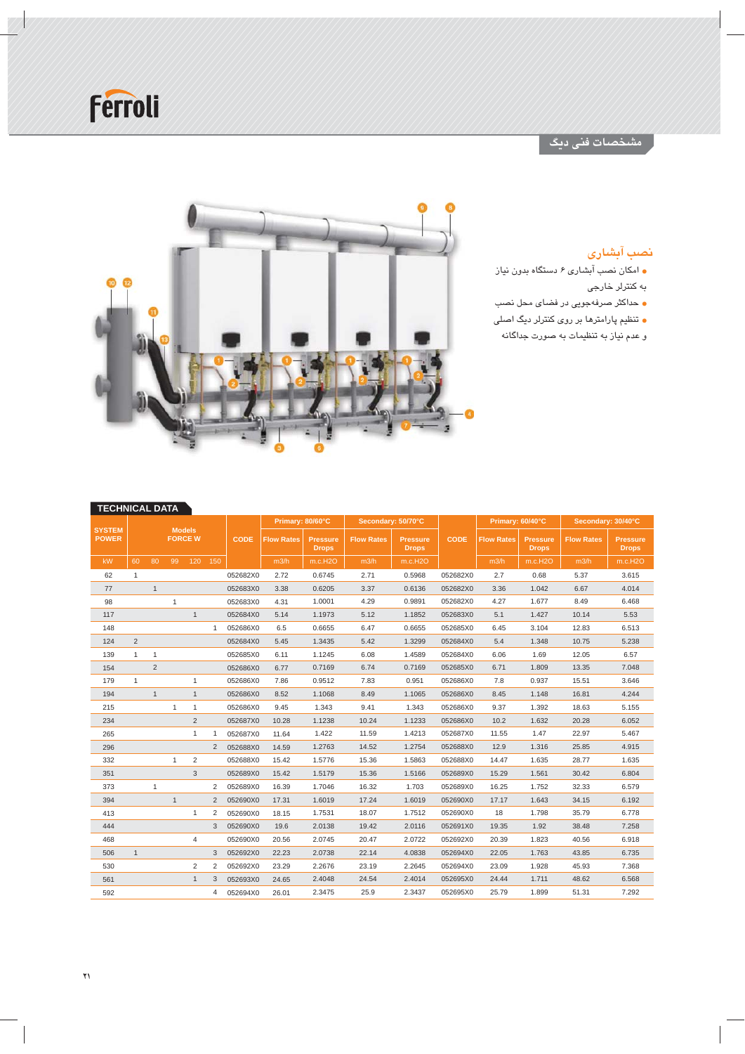## مشخصات فنی دیگ

### نصب آبشاری

- امکان نصب آبشاری ۶ دستگاه بدون نیاز به کنترلر خارجی
- حداکثر صرفه‌جویی در فضای محل نصب
- تنظیم پارامترها بر روی کنترلر دیگ اصلی و عدم نیاز به تنظیمات به صورت جداگانه

10 12 11 13 1 2 3 4 5 6 7 8 9

### TECHNICAL DATA

| SYSTEM POWER | Models FORCE W | | | | | CODE | Primary: 80/60°C | | Secondary: 50/70°C | | CODE | Primary: 60/40°C | | Secondary: 30/40°C | |
|---|---|---|---|---|---|---|---|---|---|---|---|---|---|---|---|
| | | | | | | | Flow Rates | Pressure Drops | Flow Rates | Pressure Drops | | Flow Rates | Pressure Drops | Flow Rates | Pressure Drops |
| kW | 60 | 80 | 99 | 120 | 150 | | m3/h | m.c.H2O | m3/h | m.c.H2O | | m3/h | m.c.H2O | m3/h | m.c.H2O |
| 62 | 1 | | | | | 052682X0 | 2.72 | 0.6745 | 2.71 | 0.5968 | 052682X0 | 2.7 | 0.68 | 5.37 | 3.615 |
| 77 | | 1 | | | | 052683X0 | 3.38 | 0.6205 | 3.37 | 0.6136 | 052682X0 | 3.36 | 1.042 | 6.67 | 4.014 |
| 98 | | | 1 | | | 052683X0 | 4.31 | 1.0001 | 4.29 | 0.9891 | 052682X0 | 4.27 | 1.677 | 8.49 | 6.468 |
| 117 | | | | 1 | | 052684X0 | 5.14 | 1.1973 | 5.12 | 1.1852 | 052683X0 | 5.1 | 1.427 | 10.14 | 5.53 |
| 148 | | | | | 1 | 052686X0 | 6.5 | 0.6655 | 6.47 | 0.6655 | 052685X0 | 6.45 | 3.104 | 12.83 | 6.513 |
| 124 | 2 | | | | | 052684X0 | 5.45 | 1.3435 | 5.42 | 1.3299 | 052684X0 | 5.4 | 1.348 | 10.75 | 5.238 |
| 139 | 1 | 1 | | | | 052685X0 | 6.11 | 1.1245 | 6.08 | 1.4589 | 052684X0 | 6.06 | 1.69 | 12.05 | 6.57 |
| 154 | | 2 | | | | 052686X0 | 6.77 | 0.7169 | 6.74 | 0.7169 | 052685X0 | 6.71 | 1.809 | 13.35 | 7.048 |
| 179 | 1 | | | 1 | | 052686X0 | 7.86 | 0.9512 | 7.83 | 0.951 | 052686X0 | 7.8 | 0.937 | 15.51 | 3.646 |
| 194 | | 1 | | 1 | | 052686X0 | 8.52 | 1.1068 | 8.49 | 1.1065 | 052686X0 | 8.45 | 1.148 | 16.81 | 4.244 |
| 215 | | | 1 | 1 | | 052686X0 | 9.45 | 1.343 | 9.41 | 1.343 | 052686X0 | 9.37 | 1.392 | 18.63 | 5.155 |
| 234 | | | | 2 | | 052687X0 | 10.28 | 1.1238 | 10.24 | 1.1233 | 052686X0 | 10.2 | 1.632 | 20.28 | 6.052 |
| 265 | | | | 1 | 1 | 052687X0 | 11.64 | 1.422 | 11.59 | 1.4213 | 052687X0 | 11.55 | 1.47 | 22.97 | 5.467 |
| 296 | | | | | 2 | 052688X0 | 14.59 | 1.2763 | 14.52 | 1.2754 | 052688X0 | 12.9 | 1.316 | 25.85 | 4.915 |
| 332 | | | 1 | 2 | | 052688X0 | 15.42 | 1.5776 | 15.36 | 1.5863 | 052688X0 | 14.47 | 1.635 | 28.77 | 1.635 |
| 351 | | | | 3 | | 052689X0 | 15.42 | 1.5179 | 15.36 | 1.5166 | 052689X0 | 15.29 | 1.561 | 30.42 | 6.804 |
| 373 | | 1 | | | 2 | 052689X0 | 16.39 | 1.7046 | 16.32 | 1.703 | 052689X0 | 16.25 | 1.752 | 32.33 | 6.579 |
| 394 | | | 1 | | 2 | 052690X0 | 17.31 | 1.6019 | 17.24 | 1.6019 | 052690X0 | 17.17 | 1.643 | 34.15 | 6.192 |
| 413 | | | | 1 | 2 | 052690X0 | 18.15 | 1.7531 | 18.07 | 1.7512 | 052690X0 | 18 | 1.798 | 35.79 | 6.778 |
| 444 | | | | | 3 | 052690X0 | 19.6 | 2.0138 | 19.42 | 2.0116 | 052691X0 | 19.35 | 1.92 | 38.48 | 7.258 |
| 468 | | | | 4 | | 052690X0 | 20.56 | 2.0745 | 20.47 | 2.0722 | 052692X0 | 20.39 | 1.823 | 40.56 | 6.918 |
| 506 | 1 | | | | 3 | 052692X0 | 22.23 | 2.0738 | 22.14 | 4.0838 | 052694X0 | 22.05 | 1.763 | 43.85 | 6.735 |
| 530 | | | | 2 | 2 | 052692X0 | 23.29 | 2.2676 | 23.19 | 2.2645 | 052694X0 | 23.09 | 1.928 | 45.93 | 7.368 |
| 561 | | | | 1 | 3 | 052693X0 | 24.65 | 2.4048 | 24.54 | 2.4014 | 052695X0 | 24.44 | 1.711 | 48.62 | 6.568 |
| 592 | | | | | 4 | 052694X0 | 26.01 | 2.3475 | 25.9 | 2.3437 | 052695X0 | 25.79 | 1.899 | 51.31 | 7.292 |